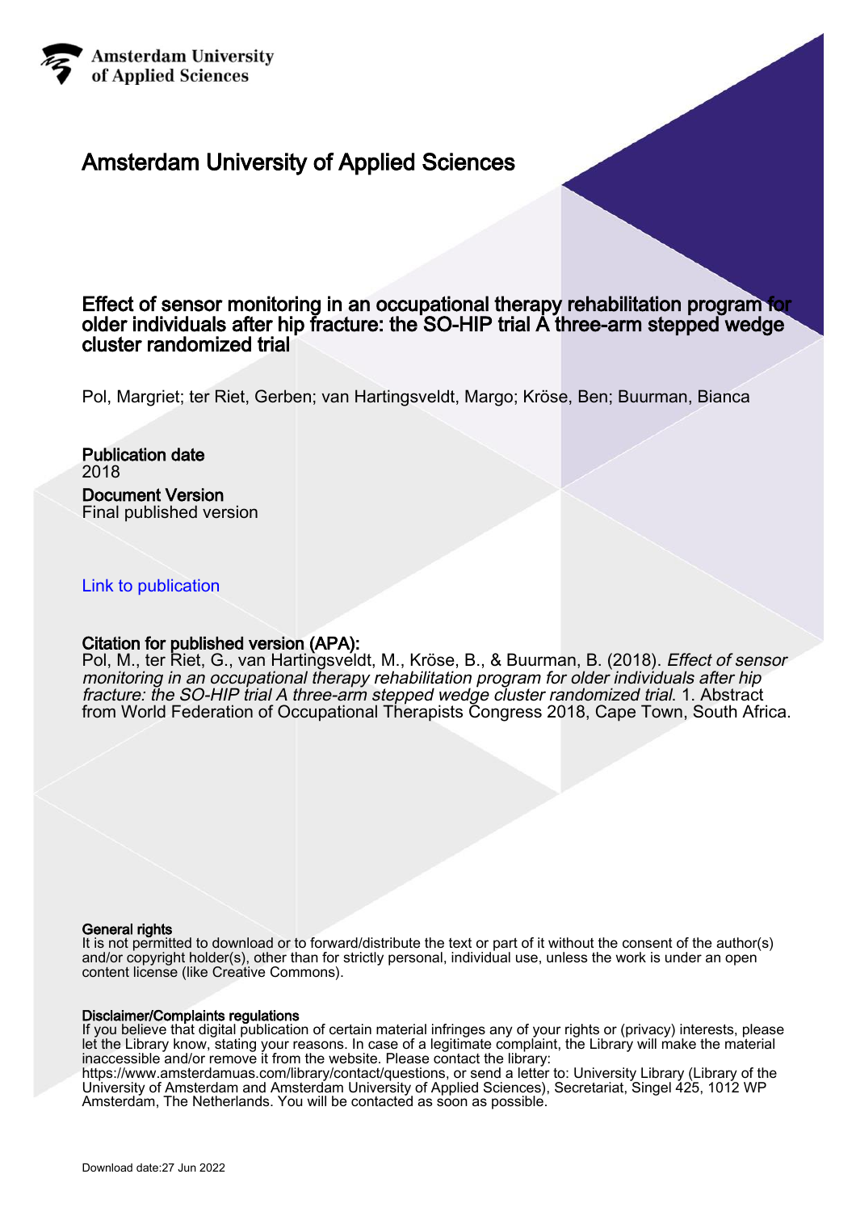Amsterdam University of Applied Sciences

# Amsterdam University of Applied Sciences

## Effect of sensor monitoring in an occupational therapy rehabilitation program for older individuals after hip fracture: the SO-HIP trial A three-arm stepped wedge cluster randomized trial

Pol, Margriet; ter Riet, Gerben; van Hartingsveldt, Margo; Kröse, Ben; Buurman, Bianca

**Publication date**
2018

**Document Version**
Final published version

Link to publication

**Citation for published version (APA):**
Pol, M., ter Riet, G., van Hartingsveldt, M., Kröse, B., & Buurman, B. (2018). *Effect of sensor monitoring in an occupational therapy rehabilitation program for older individuals after hip fracture: the SO-HIP trial A three-arm stepped wedge cluster randomized trial*. 1. Abstract from World Federation of Occupational Therapists Congress 2018, Cape Town, South Africa.

**General rights**
It is not permitted to download or to forward/distribute the text or part of it without the consent of the author(s) and/or copyright holder(s), other than for strictly personal, individual use, unless the work is under an open content license (like Creative Commons).

**Disclaimer/Complaints regulations**
If you believe that digital publication of certain material infringes any of your rights or (privacy) interests, please let the Library know, stating your reasons. In case of a legitimate complaint, the Library will make the material inaccessible and/or remove it from the website. Please contact the library: https://www.amsterdamuas.com/library/contact/questions, or send a letter to: University Library (Library of the University of Amsterdam and Amsterdam University of Applied Sciences), Secretariat, Singel 425, 1012 WP Amsterdam, The Netherlands. You will be contacted as soon as possible.

Download date:27 Jun 2022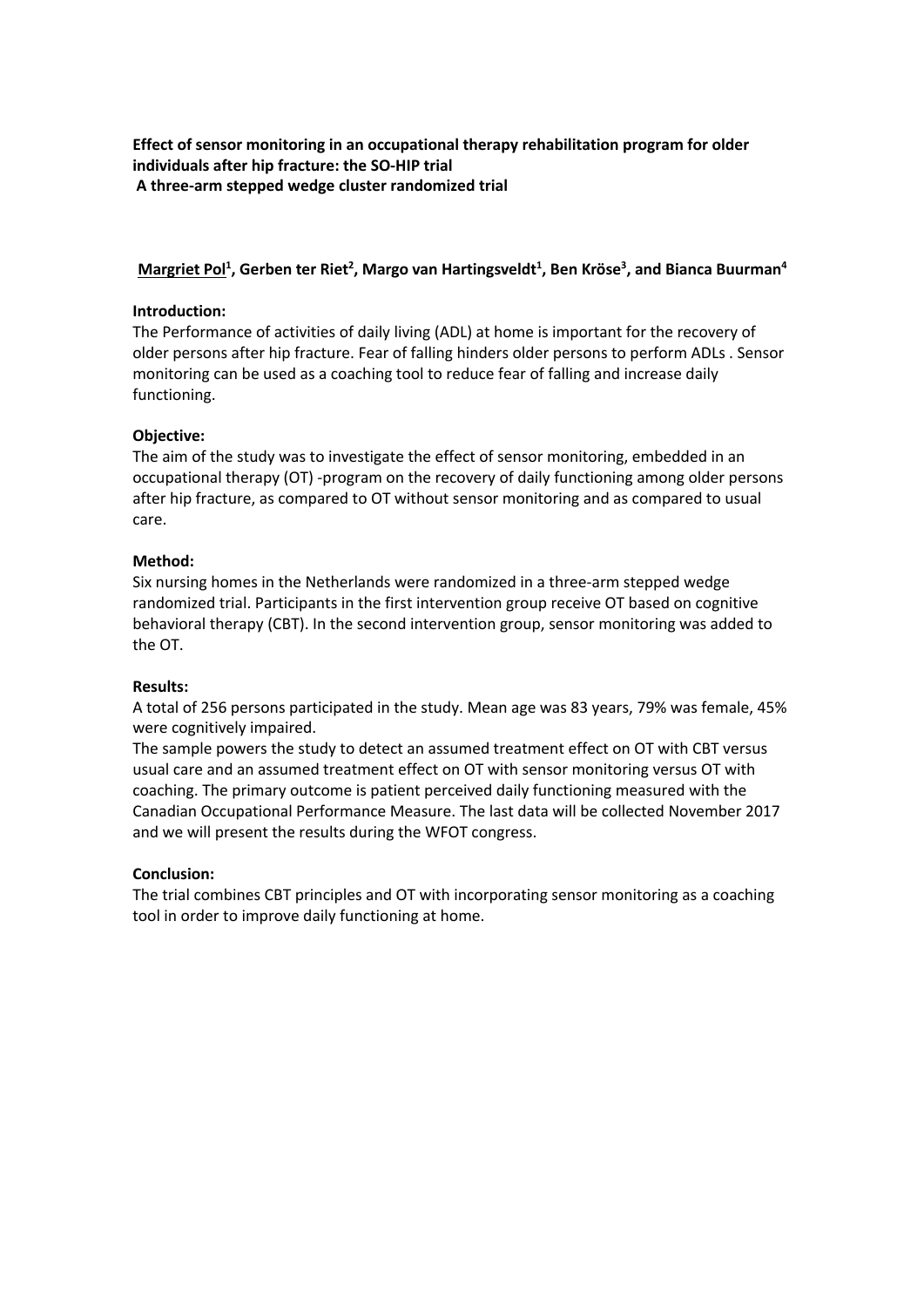**Effect of sensor monitoring in an occupational therapy rehabilitation program for older individuals after hip fracture: the SO-HIP trial**
**A three-arm stepped wedge cluster randomized trial**

**Margriet Pol[1], Gerben ter Riet[2], Margo van Hartingsveldt[1], Ben Kröse[3], and Bianca Buurman[4]**

**Introduction:**
The Performance of activities of daily living (ADL) at home is important for the recovery of older persons after hip fracture. Fear of falling hinders older persons to perform ADLs . Sensor monitoring can be used as a coaching tool to reduce fear of falling and increase daily functioning.

**Objective:**
The aim of the study was to investigate the effect of sensor monitoring, embedded in an occupational therapy (OT) -program on the recovery of daily functioning among older persons after hip fracture, as compared to OT without sensor monitoring and as compared to usual care.

**Method:**
Six nursing homes in the Netherlands were randomized in a three-arm stepped wedge randomized trial. Participants in the first intervention group receive OT based on cognitive behavioral therapy (CBT). In the second intervention group, sensor monitoring was added to the OT.

**Results:**
A total of 256 persons participated in the study. Mean age was 83 years, 79% was female, 45% were cognitively impaired.
The sample powers the study to detect an assumed treatment effect on OT with CBT versus usual care and an assumed treatment effect on OT with sensor monitoring versus OT with coaching. The primary outcome is patient perceived daily functioning measured with the Canadian Occupational Performance Measure. The last data will be collected November 2017 and we will present the results during the WFOT congress.

**Conclusion:**
The trial combines CBT principles and OT with incorporating sensor monitoring as a coaching tool in order to improve daily functioning at home.